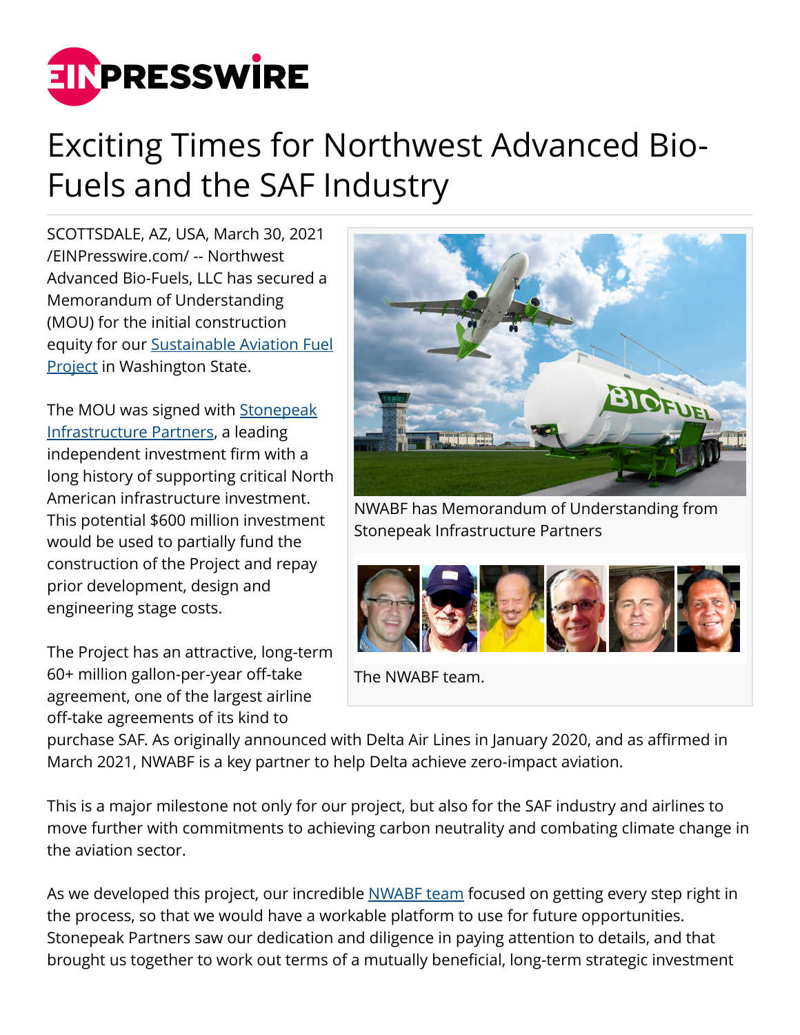# Exciting Times for Northwest Advanced Bio-Fuels and the SAF Industry

SCOTTSDALE, AZ, USA, March 30, 2021 /EINPresswire.com/ -- Northwest Advanced Bio-Fuels, LLC has secured a Memorandum of Understanding (MOU) for the initial construction equity for our Sustainable Aviation Fuel Project in Washington State.

NWABF has Memorandum of Understanding from Stonepeak Infrastructure Partners

The NWABF team.

The MOU was signed with Stonepeak Infrastructure Partners, a leading independent investment firm with a long history of supporting critical North American infrastructure investment. This potential $600 million investment would be used to partially fund the construction of the Project and repay prior development, design and engineering stage costs.

The Project has an attractive, long-term 60+ million gallon-per-year off-take agreement, one of the largest airline off-take agreements of its kind to purchase SAF. As originally announced with Delta Air Lines in January 2020, and as affirmed in March 2021, NWABF is a key partner to help Delta achieve zero-impact aviation.

This is a major milestone not only for our project, but also for the SAF industry and airlines to move further with commitments to achieving carbon neutrality and combating climate change in the aviation sector.

As we developed this project, our incredible NWABF team focused on getting every step right in the process, so that we would have a workable platform to use for future opportunities. Stonepeak Partners saw our dedication and diligence in paying attention to details, and that brought us together to work out terms of a mutually beneficial, long-term strategic investment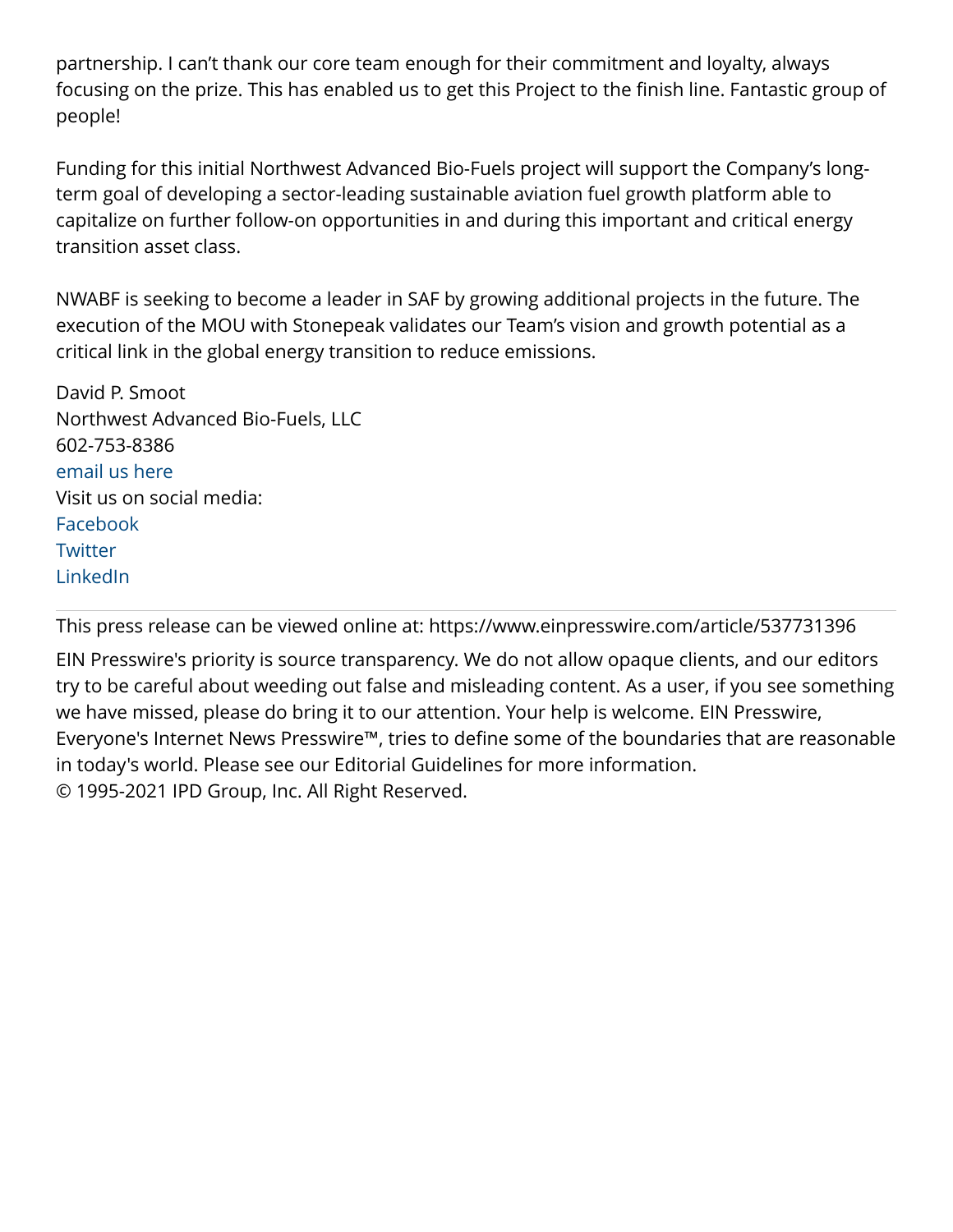partnership. I can't thank our core team enough for their commitment and loyalty, always focusing on the prize. This has enabled us to get this Project to the finish line. Fantastic group of people!

Funding for this initial Northwest Advanced Bio-Fuels project will support the Company's long-term goal of developing a sector-leading sustainable aviation fuel growth platform able to capitalize on further follow-on opportunities in and during this important and critical energy transition asset class.

NWABF is seeking to become a leader in SAF by growing additional projects in the future. The execution of the MOU with Stonepeak validates our Team's vision and growth potential as a critical link in the global energy transition to reduce emissions.

David P. Smoot
Northwest Advanced Bio-Fuels, LLC
602-753-8386
email us here
Visit us on social media:
Facebook
Twitter
LinkedIn

---

This press release can be viewed online at: https://www.einpresswire.com/article/537731396

EIN Presswire's priority is source transparency. We do not allow opaque clients, and our editors try to be careful about weeding out false and misleading content. As a user, if you see something we have missed, please do bring it to our attention. Your help is welcome. EIN Presswire, Everyone's Internet News Presswire™, tries to define some of the boundaries that are reasonable in today's world. Please see our Editorial Guidelines for more information.
© 1995-2021 IPD Group, Inc. All Right Reserved.